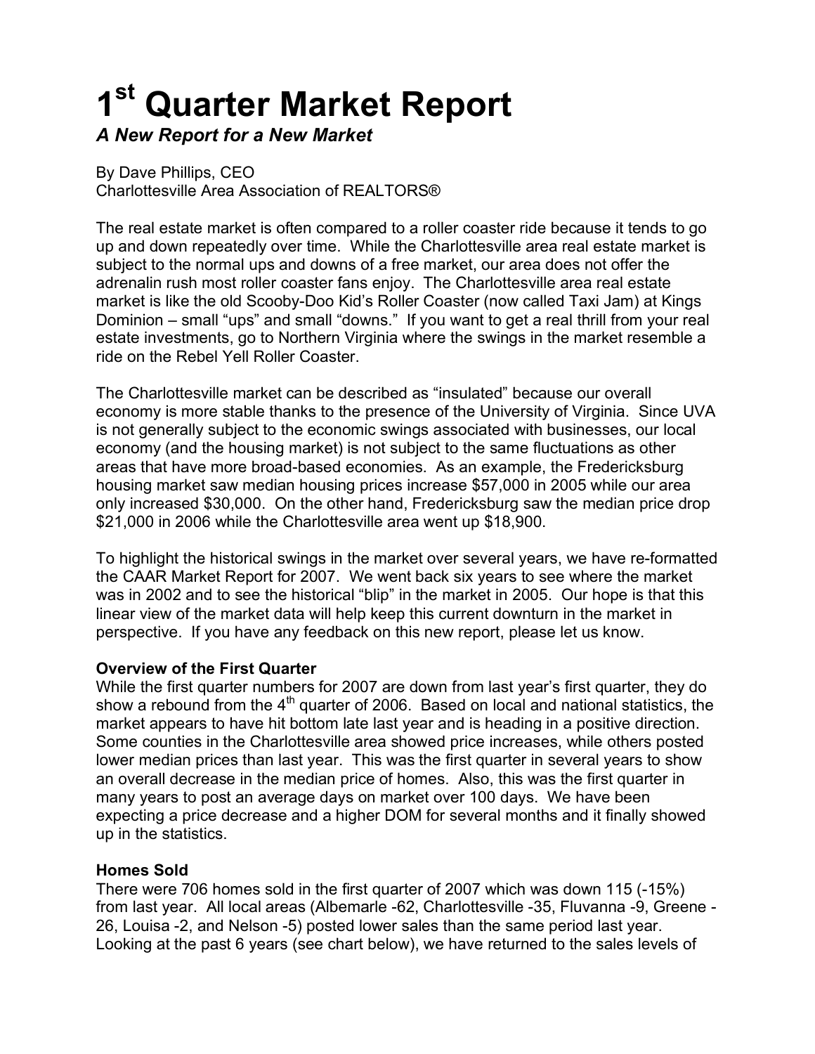# 1st Quarter Market Report

*A New Report for a New Market*

By Dave Phillips, CEO
Charlottesville Area Association of REALTORS®

The real estate market is often compared to a roller coaster ride because it tends to go up and down repeatedly over time. While the Charlottesville area real estate market is subject to the normal ups and downs of a free market, our area does not offer the adrenalin rush most roller coaster fans enjoy. The Charlottesville area real estate market is like the old Scooby-Doo Kid's Roller Coaster (now called Taxi Jam) at Kings Dominion – small "ups" and small "downs." If you want to get a real thrill from your real estate investments, go to Northern Virginia where the swings in the market resemble a ride on the Rebel Yell Roller Coaster.

The Charlottesville market can be described as "insulated" because our overall economy is more stable thanks to the presence of the University of Virginia. Since UVA is not generally subject to the economic swings associated with businesses, our local economy (and the housing market) is not subject to the same fluctuations as other areas that have more broad-based economies. As an example, the Fredericksburg housing market saw median housing prices increase $57,000 in 2005 while our area only increased $30,000. On the other hand, Fredericksburg saw the median price drop $21,000 in 2006 while the Charlottesville area went up $18,900.

To highlight the historical swings in the market over several years, we have re-formatted the CAAR Market Report for 2007. We went back six years to see where the market was in 2002 and to see the historical "blip" in the market in 2005. Our hope is that this linear view of the market data will help keep this current downturn in the market in perspective. If you have any feedback on this new report, please let us know.

**Overview of the First Quarter**
While the first quarter numbers for 2007 are down from last year's first quarter, they do show a rebound from the 4th quarter of 2006. Based on local and national statistics, the market appears to have hit bottom late last year and is heading in a positive direction. Some counties in the Charlottesville area showed price increases, while others posted lower median prices than last year. This was the first quarter in several years to show an overall decrease in the median price of homes. Also, this was the first quarter in many years to post an average days on market over 100 days. We have been expecting a price decrease and a higher DOM for several months and it finally showed up in the statistics.

**Homes Sold**
There were 706 homes sold in the first quarter of 2007 which was down 115 (-15%) from last year. All local areas (Albemarle -62, Charlottesville -35, Fluvanna -9, Greene -26, Louisa -2, and Nelson -5) posted lower sales than the same period last year. Looking at the past 6 years (see chart below), we have returned to the sales levels of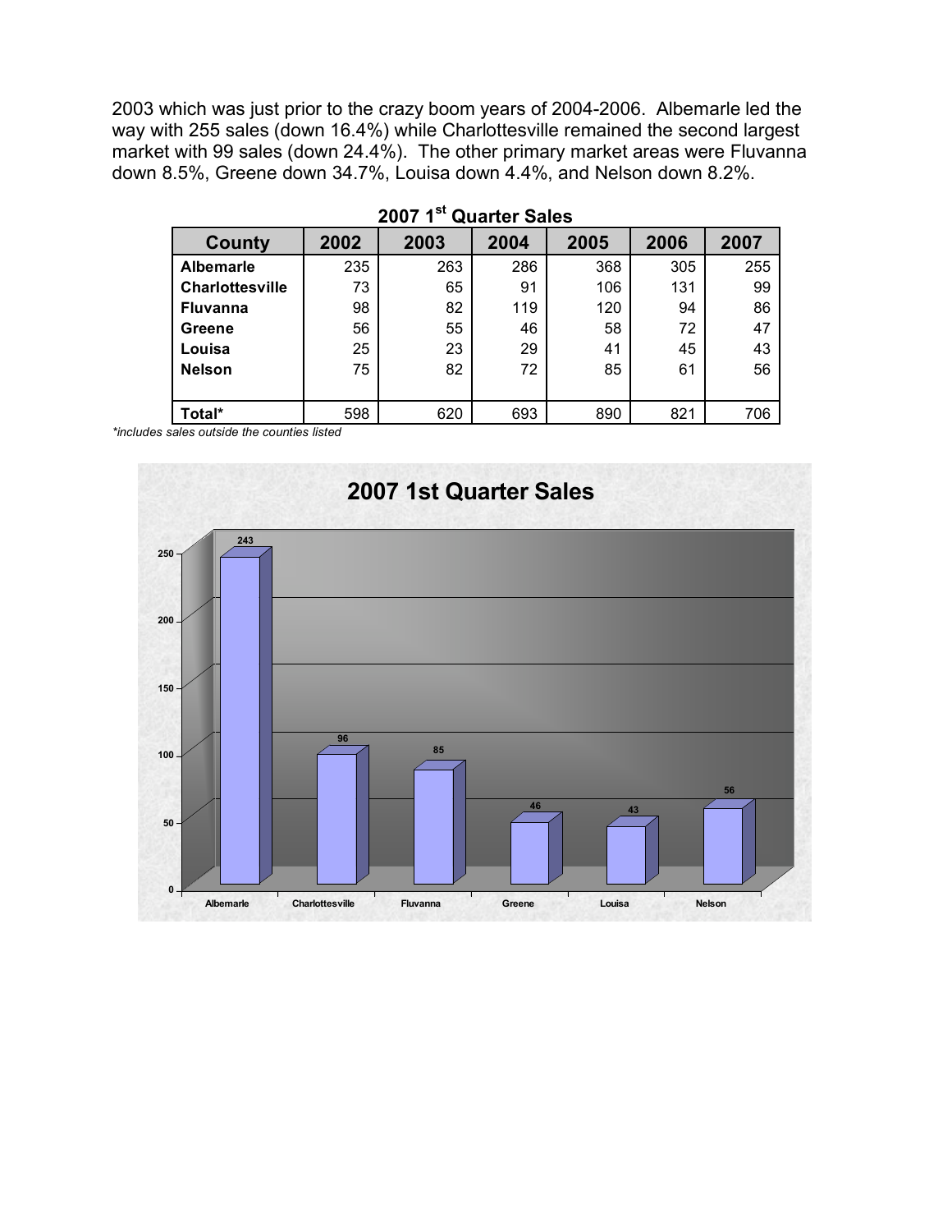2003 which was just prior to the crazy boom years of 2004-2006. Albemarle led the way with 255 sales (down 16.4%) while Charlottesville remained the second largest market with 99 sales (down 24.4%). The other primary market areas were Fluvanna down 8.5%, Greene down 34.7%, Louisa down 4.4%, and Nelson down 8.2%.

**2007 1st Quarter Sales**

| County | 2002 | 2003 | 2004 | 2005 | 2006 | 2007 |
|---|---|---|---|---|---|---|
| **Albemarle** | 235 | 263 | 286 | 368 | 305 | 255 |
| **Charlottesville** | 73 | 65 | 91 | 106 | 131 | 99 |
| **Fluvanna** | 98 | 82 | 119 | 120 | 94 | 86 |
| **Greene** | 56 | 55 | 46 | 58 | 72 | 47 |
| **Louisa** | 25 | 23 | 29 | 41 | 45 | 43 |
| **Nelson** | 75 | 82 | 72 | 85 | 61 | 56 |
| | | | | | | |
| **Total*** | 598 | 620 | 693 | 890 | 821 | 706 |

*\*includes sales outside the counties listed*

**2007 1st Quarter Sales**

| County | Sales |
|---|---|
| Albemarle | 243 |
| Charlottesville | 96 |
| Fluvanna | 85 |
| Greene | 46 |
| Louisa | 43 |
| Nelson | 56 |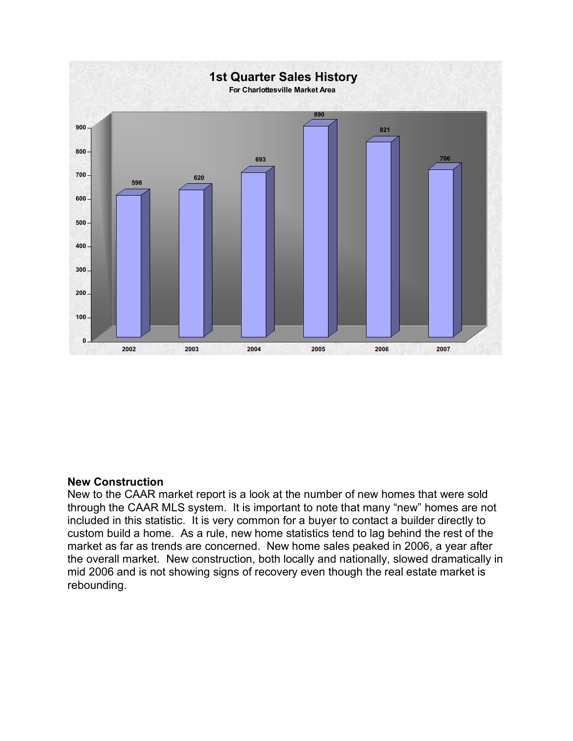**1st Quarter Sales History**

**For Charlottesville Market Area**

| Year | Sales |
|---|---|
| 2002 | 598 |
| 2003 | 620 |
| 2004 | 693 |
| 2005 | 890 |
| 2006 | 821 |
| 2007 | 706 |

**New Construction**

New to the CAAR market report is a look at the number of new homes that were sold through the CAAR MLS system. It is important to note that many "new" homes are not included in this statistic. It is very common for a buyer to contact a builder directly to custom build a home. As a rule, new home statistics tend to lag behind the rest of the market as far as trends are concerned. New home sales peaked in 2006, a year after the overall market. New construction, both locally and nationally, slowed dramatically in mid 2006 and is not showing signs of recovery even though the real estate market is rebounding.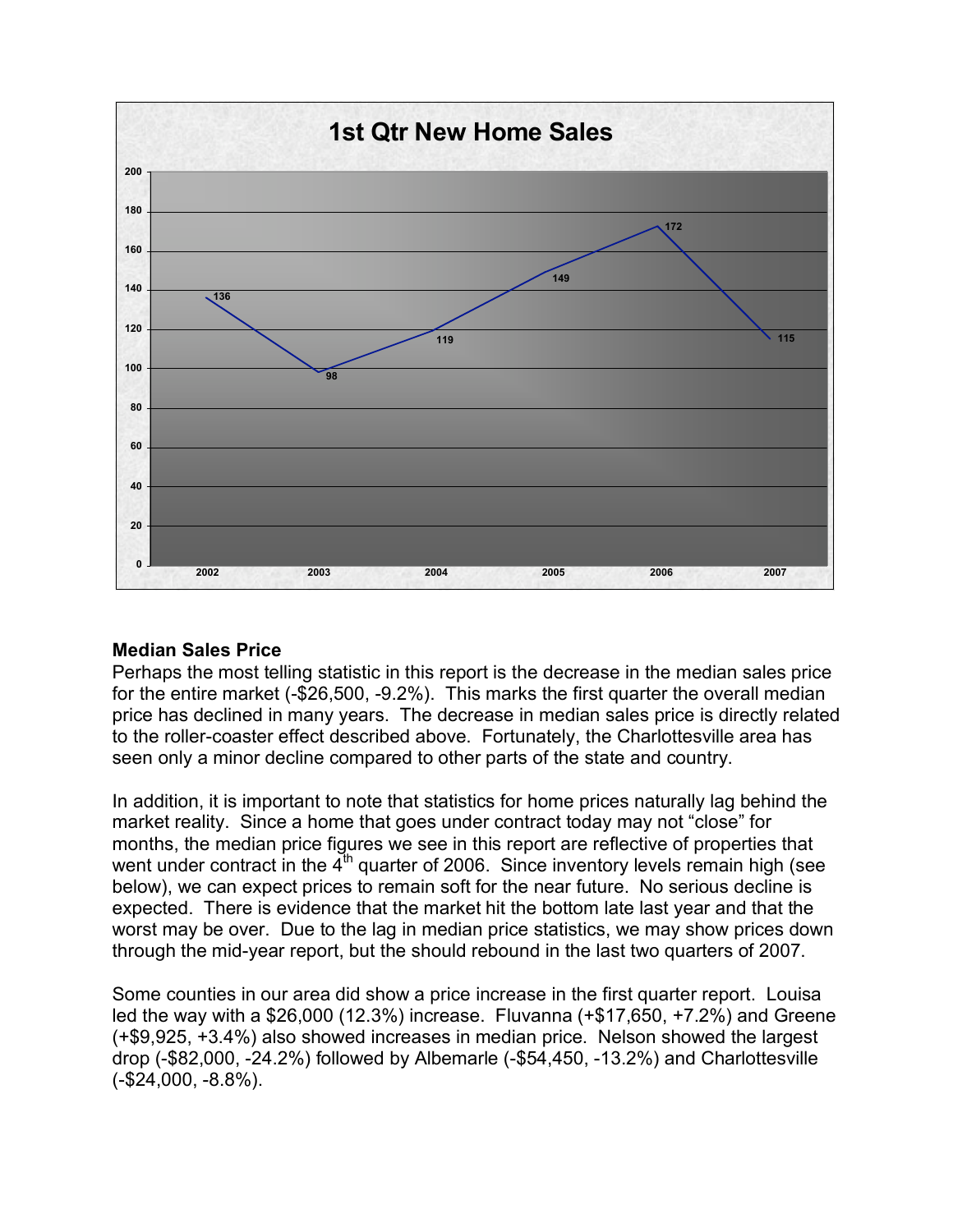**1st Qtr New Home Sales**

| Year | New Home Sales |
|---|---|
| 2002 | 136 |
| 2003 | 98 |
| 2004 | 119 |
| 2005 | 149 |
| 2006 | 172 |
| 2007 | 115 |

**Median Sales Price**

Perhaps the most telling statistic in this report is the decrease in the median sales price for the entire market (-$26,500, -9.2%). This marks the first quarter the overall median price has declined in many years. The decrease in median sales price is directly related to the roller-coaster effect described above. Fortunately, the Charlottesville area has seen only a minor decline compared to other parts of the state and country.

In addition, it is important to note that statistics for home prices naturally lag behind the market reality. Since a home that goes under contract today may not "close" for months, the median price figures we see in this report are reflective of properties that went under contract in the 4th quarter of 2006. Since inventory levels remain high (see below), we can expect prices to remain soft for the near future. No serious decline is expected. There is evidence that the market hit the bottom late last year and that the worst may be over. Due to the lag in median price statistics, we may show prices down through the mid-year report, but the should rebound in the last two quarters of 2007.

Some counties in our area did show a price increase in the first quarter report. Louisa led the way with a $26,000 (12.3%) increase. Fluvanna (+$17,650, +7.2%) and Greene (+$9,925, +3.4%) also showed increases in median price. Nelson showed the largest drop (-$82,000, -24.2%) followed by Albemarle (-$54,450, -13.2%) and Charlottesville (-$24,000, -8.8%).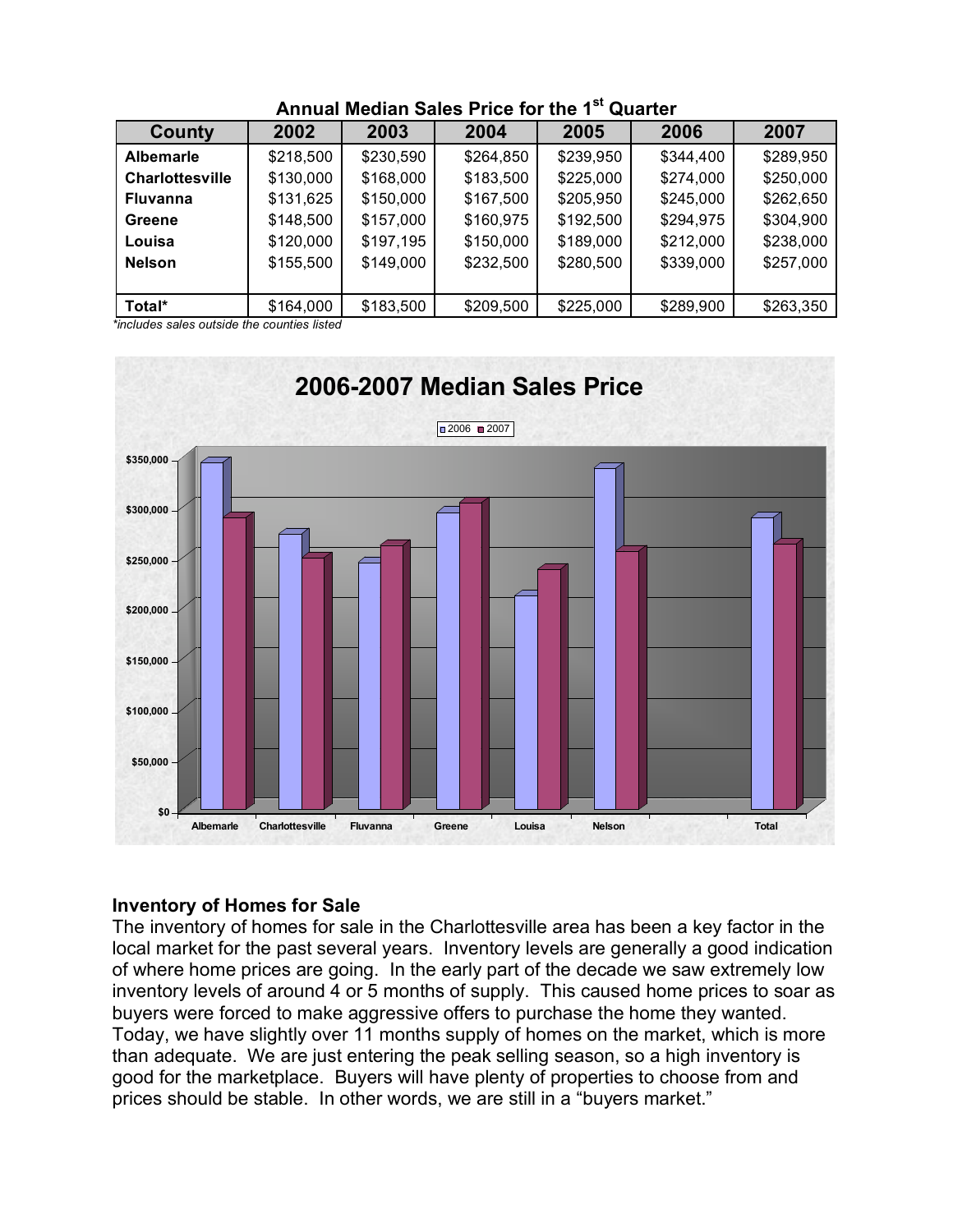**Annual Median Sales Price for the 1st Quarter**

| County | 2002 | 2003 | 2004 | 2005 | 2006 | 2007 |
|---|---|---|---|---|---|---|
| **Albemarle** | $218,500 | $230,590 | $264,850 | $239,950 | $344,400 | $289,950 |
| **Charlottesville** | $130,000 | $168,000 | $183,500 | $225,000 | $274,000 | $250,000 |
| **Fluvanna** | $131,625 | $150,000 | $167,500 | $205,950 | $245,000 | $262,650 |
| **Greene** | $148,500 | $157,000 | $160,975 | $192,500 | $294,975 | $304,900 |
| **Louisa** | $120,000 | $197,195 | $150,000 | $189,000 | $212,000 | $238,000 |
| **Nelson** | $155,500 | $149,000 | $232,500 | $280,500 | $339,000 | $257,000 |
| | | | | | | |
| **Total*** | $164,000 | $183,500 | $209,500 | $225,000 | $289,900 | $263,350 |

*\*includes sales outside the counties listed*

## Inventory of Homes for Sale

The inventory of homes for sale in the Charlottesville area has been a key factor in the local market for the past several years. Inventory levels are generally a good indication of where home prices are going. In the early part of the decade we saw extremely low inventory levels of around 4 or 5 months of supply. This caused home prices to soar as buyers were forced to make aggressive offers to purchase the home they wanted. Today, we have slightly over 11 months supply of homes on the market, which is more than adequate. We are just entering the peak selling season, so a high inventory is good for the marketplace. Buyers will have plenty of properties to choose from and prices should be stable. In other words, we are still in a "buyers market."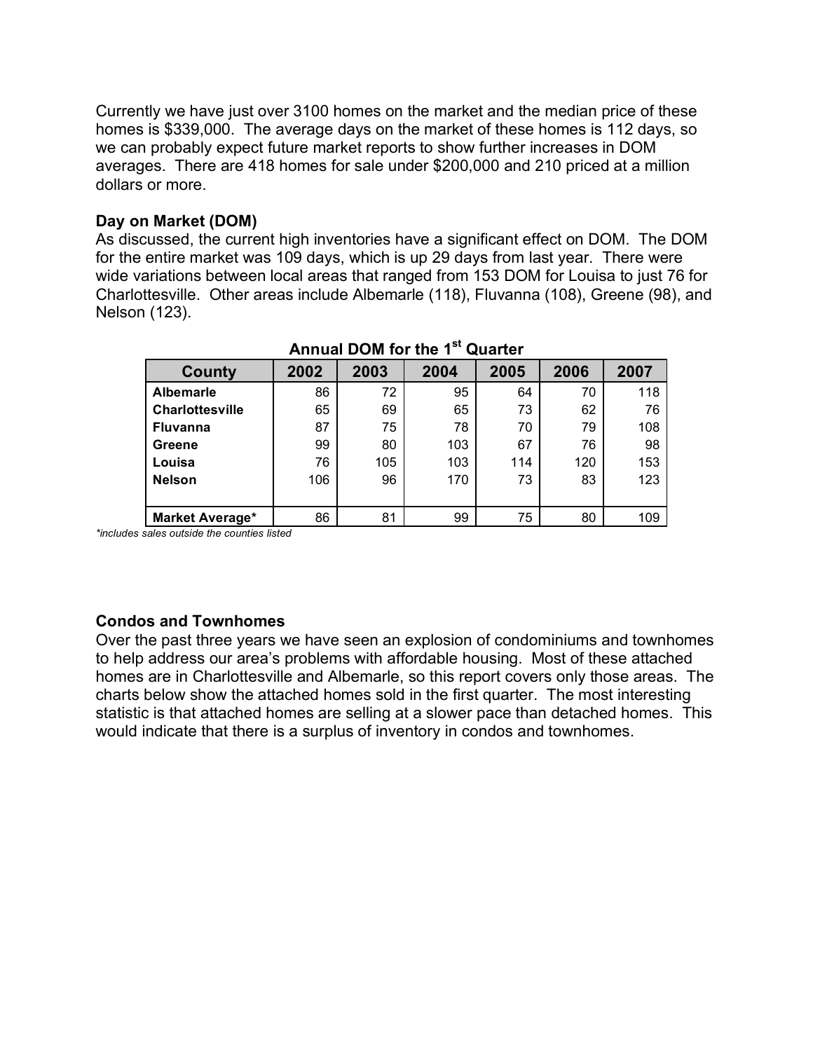Currently we have just over 3100 homes on the market and the median price of these homes is $339,000. The average days on the market of these homes is 112 days, so we can probably expect future market reports to show further increases in DOM averages. There are 418 homes for sale under $200,000 and 210 priced at a million dollars or more.

### Day on Market (DOM)

As discussed, the current high inventories have a significant effect on DOM. The DOM for the entire market was 109 days, which is up 29 days from last year. There were wide variations between local areas that ranged from 153 DOM for Louisa to just 76 for Charlottesville. Other areas include Albemarle (118), Fluvanna (108), Greene (98), and Nelson (123).

**Annual DOM for the 1st Quarter**

| County | 2002 | 2003 | 2004 | 2005 | 2006 | 2007 |
|---|---|---|---|---|---|---|
| **Albemarle** | 86 | 72 | 95 | 64 | 70 | 118 |
| **Charlottesville** | 65 | 69 | 65 | 73 | 62 | 76 |
| **Fluvanna** | 87 | 75 | 78 | 70 | 79 | 108 |
| **Greene** | 99 | 80 | 103 | 67 | 76 | 98 |
| **Louisa** | 76 | 105 | 103 | 114 | 120 | 153 |
| **Nelson** | 106 | 96 | 170 | 73 | 83 | 123 |
| **Market Average*** | 86 | 81 | 99 | 75 | 80 | 109 |

*\*includes sales outside the counties listed*

### Condos and Townhomes

Over the past three years we have seen an explosion of condominiums and townhomes to help address our area's problems with affordable housing. Most of these attached homes are in Charlottesville and Albemarle, so this report covers only those areas. The charts below show the attached homes sold in the first quarter. The most interesting statistic is that attached homes are selling at a slower pace than detached homes. This would indicate that there is a surplus of inventory in condos and townhomes.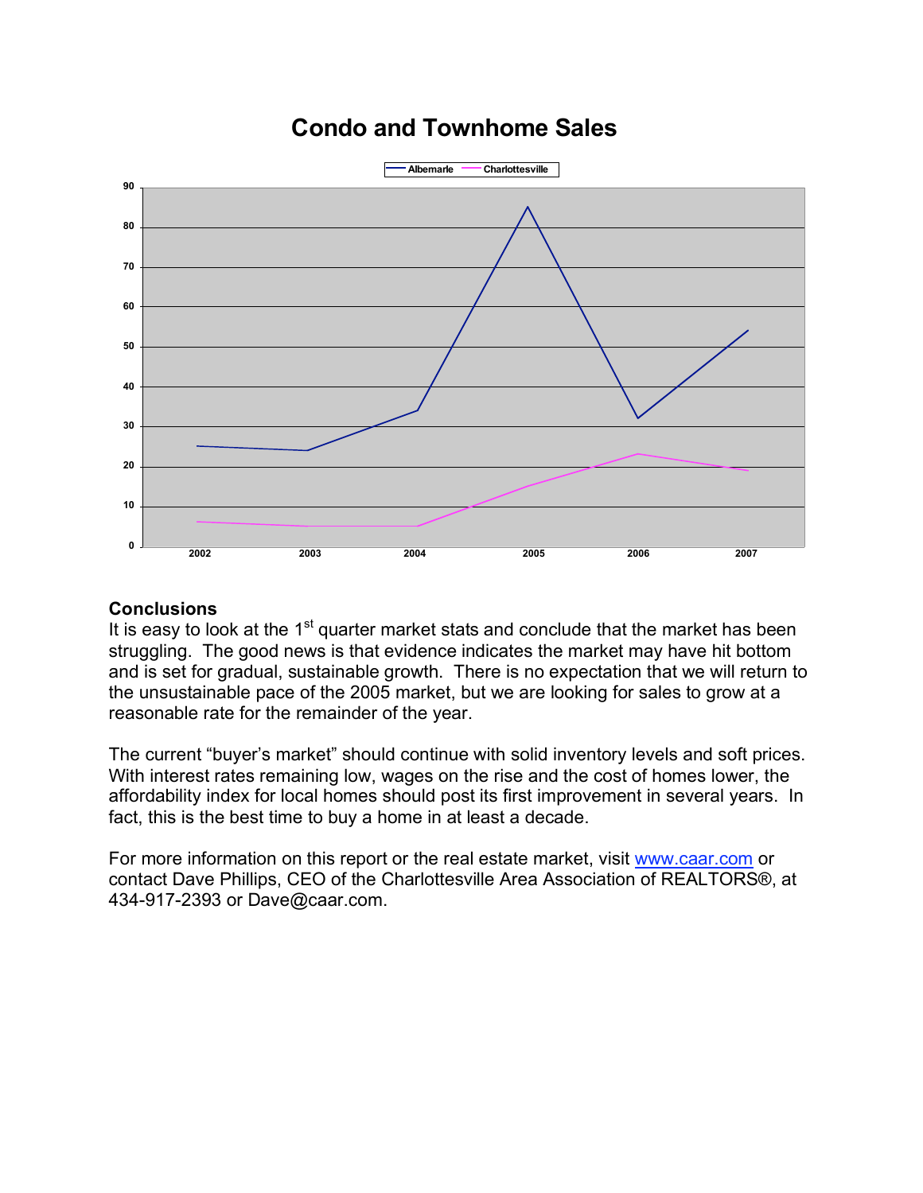## Condo and Townhome Sales

Albemarle
Charlottesville

90
80
70
60
50
40
30
20
10
0

2002
2003
2004
2005
2006
2007

**Conclusions**

It is easy to look at the 1st quarter market stats and conclude that the market has been struggling. The good news is that evidence indicates the market may have hit bottom and is set for gradual, sustainable growth. There is no expectation that we will return to the unsustainable pace of the 2005 market, but we are looking for sales to grow at a reasonable rate for the remainder of the year.

The current "buyer's market" should continue with solid inventory levels and soft prices. With interest rates remaining low, wages on the rise and the cost of homes lower, the affordability index for local homes should post its first improvement in several years. In fact, this is the best time to buy a home in at least a decade.

For more information on this report or the real estate market, visit www.caar.com or contact Dave Phillips, CEO of the Charlottesville Area Association of REALTORS®, at 434-917-2393 or Dave@caar.com.